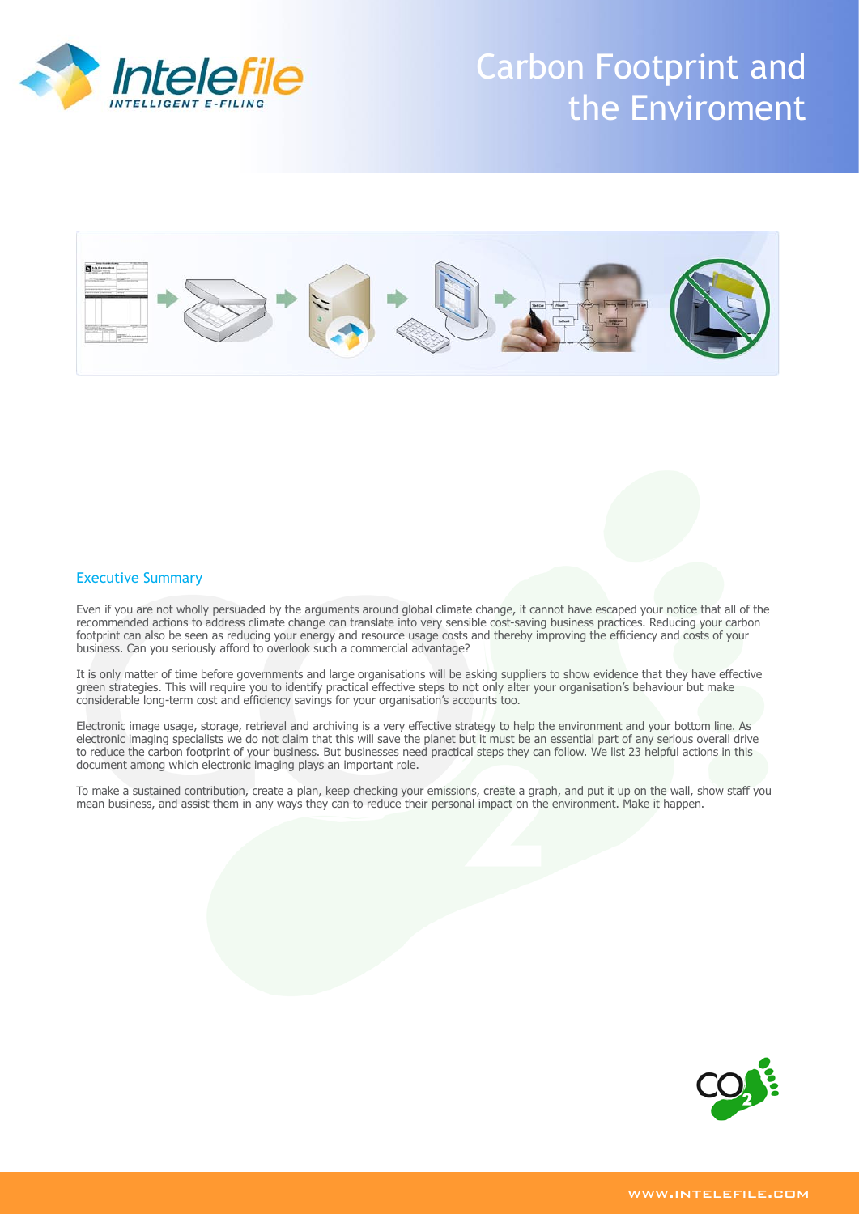# Carbon Footprint and the Enviroment

## Executive Summary

Even if you are not wholly persuaded by the arguments around global climate change, it cannot have escaped your notice that all of the recommended actions to address climate change can translate into very sensible cost-saving business practices. Reducing your carbon footprint can also be seen as reducing your energy and resource usage costs and thereby improving the efficiency and costs of your business. Can you seriously afford to overlook such a commercial advantage?

It is only matter of time before governments and large organisations will be asking suppliers to show evidence that they have effective green strategies. This will require you to identify practical effective steps to not only alter your organisation's behaviour but make considerable long-term cost and efficiency savings for your organisation's accounts too.

Electronic image usage, storage, retrieval and archiving is a very effective strategy to help the environment and your bottom line. As electronic imaging specialists we do not claim that this will save the planet but it must be an essential part of any serious overall drive to reduce the carbon footprint of your business. But businesses need practical steps they can follow. We list 23 helpful actions in this document among which electronic imaging plays an important role.

To make a sustained contribution, create a plan, keep checking your emissions, create a graph, and put it up on the wall, show staff you mean business, and assist them in any ways they can to reduce their personal impact on the environment. Make it happen.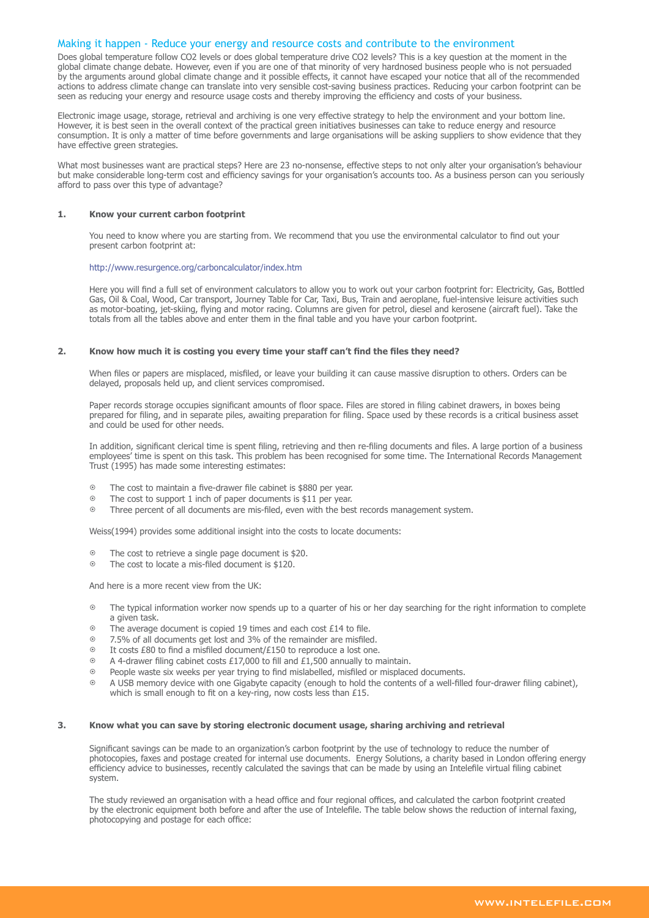## Making it happen - Reduce your energy and resource costs and contribute to the environment

Does global temperature follow $CO_2$ levels or does global temperature drive $CO_2$ levels? This is a key question at the moment in the global climate change debate. However, even if you are one of that minority of very hardnosed business people who is not persuaded by the arguments around global climate change and it possible effects, it cannot have escaped your notice that all of the recommended actions to address climate change can translate into very sensible cost-saving business practices. Reducing your carbon footprint can be seen as reducing your energy and resource usage costs and thereby improving the efficiency and costs of your business.

Electronic image usage, storage, retrieval and archiving is one very effective strategy to help the environment and your bottom line. However, it is best seen in the overall context of the practical green initiatives businesses can take to reduce energy and resource consumption. It is only a matter of time before governments and large organisations will be asking suppliers to show evidence that they have effective green strategies.

What most businesses want are practical steps? Here are 23 no-nonsense, effective steps to not only alter your organisation's behaviour but make considerable long-term cost and efficiency savings for your organisation's accounts too. As a business person can you seriously afford to pass over this type of advantage?

### 1. Know your current carbon footprint

You need to know where you are starting from. We recommend that you use the environmental calculator to find out your present carbon footprint at:

http://www.resurgence.org/carboncalculator/index.htm

Here you will find a full set of environment calculators to allow you to work out your carbon footprint for: Electricity, Gas, Bottled Gas, Oil & Coal, Wood, Car transport, Journey Table for Car, Taxi, Bus, Train and aeroplane, fuel-intensive leisure activities such as motor-boating, jet-skiing, flying and motor racing. Columns are given for petrol, diesel and kerosene (aircraft fuel). Take the totals from all the tables above and enter them in the final table and you have your carbon footprint.

### 2. Know how much it is costing you every time your staff can't find the files they need?

When files or papers are misplaced, misfiled, or leave your building it can cause massive disruption to others. Orders can be delayed, proposals held up, and client services compromised.

Paper records storage occupies significant amounts of floor space. Files are stored in filing cabinet drawers, in boxes being prepared for filing, and in separate piles, awaiting preparation for filing. Space used by these records is a critical business asset and could be used for other needs.

In addition, significant clerical time is spent filing, retrieving and then re-filing documents and files. A large portion of a business employees' time is spent on this task. This problem has been recognised for some time. The International Records Management Trust (1995) has made some interesting estimates:

- The cost to maintain a five-drawer file cabinet is \$880 per year.
- The cost to support 1 inch of paper documents is \$11 per year.
- Three percent of all documents are mis-filed, even with the best records management system.

Weiss(1994) provides some additional insight into the costs to locate documents:

- The cost to retrieve a single page document is \$20.
- The cost to locate a mis-filed document is \$120.

And here is a more recent view from the UK:

- The typical information worker now spends up to a quarter of his or her day searching for the right information to complete a given task.
- The average document is copied 19 times and each cost £14 to file.
- 7.5% of all documents get lost and 3% of the remainder are misfiled.
- It costs £80 to find a misfiled document/£150 to reproduce a lost one.
- A 4-drawer filing cabinet costs £17,000 to fill and £1,500 annually to maintain.
- People waste six weeks per year trying to find mislabelled, misfiled or misplaced documents.
- A USB memory device with one Gigabyte capacity (enough to hold the contents of a well-filled four-drawer filing cabinet), which is small enough to fit on a key-ring, now costs less than £15.

### 3. Know what you can save by storing electronic document usage, sharing archiving and retrieval

Significant savings can be made to an organization's carbon footprint by the use of technology to reduce the number of photocopies, faxes and postage created for internal use documents. Energy Solutions, a charity based in London offering energy efficiency advice to businesses, recently calculated the savings that can be made by using an Intelefile virtual filing cabinet system.

The study reviewed an organisation with a head office and four regional offices, and calculated the carbon footprint created by the electronic equipment both before and after the use of Intelefile. The table below shows the reduction of internal faxing, photocopying and postage for each office: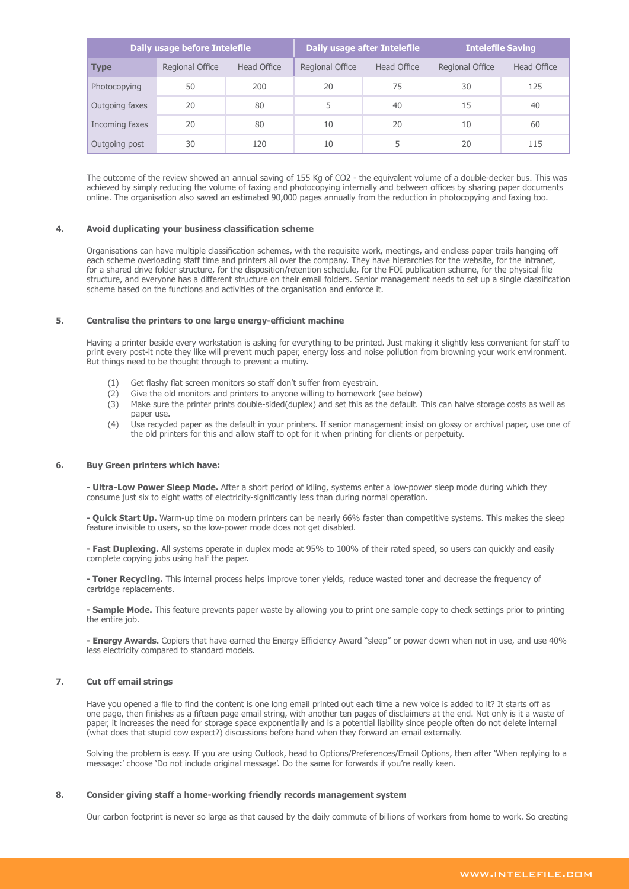| Daily usage before Intelefile | | | Daily usage after Intelefile | | Intelefile Saving | |
|---|---|---|---|---|---|---|
| **Type** | Regional Office | Head Office | Regional Office | Head Office | Regional Office | Head Office |
| Photocopying | 50 | 200 | 20 | 75 | 30 | 125 |
| Outgoing faxes | 20 | 80 | 5 | 40 | 15 | 40 |
| Incoming faxes | 20 | 80 | 10 | 20 | 10 | 60 |
| Outgoing post | 30 | 120 | 10 | 5 | 20 | 115 |

The outcome of the review showed an annual saving of 155 Kg of CO2 - the equivalent volume of a double-decker bus. This was achieved by simply reducing the volume of faxing and photocopying internally and between offices by sharing paper documents online. The organisation also saved an estimated 90,000 pages annually from the reduction in photocopying and faxing too.

**4. Avoid duplicating your business classification scheme**

Organisations can have multiple classification schemes, with the requisite work, meetings, and endless paper trails hanging off each scheme overloading staff time and printers all over the company. They have hierarchies for the website, for the intranet, for a shared drive folder structure, for the disposition/retention schedule, for the FOI publication scheme, for the physical file structure, and everyone has a different structure on their email folders. Senior management needs to set up a single classification scheme based on the functions and activities of the organisation and enforce it.

**5. Centralise the printers to one large energy-efficient machine**

Having a printer beside every workstation is asking for everything to be printed. Just making it slightly less convenient for staff to print every post-it note they like will prevent much paper, energy loss and noise pollution from browning your work environment. But things need to be thought through to prevent a mutiny.

(1) Get flashy flat screen monitors so staff don't suffer from eyestrain.
(2) Give the old monitors and printers to anyone willing to homework (see below)
(3) Make sure the printer prints double-sided(duplex) and set this as the default. This can halve storage costs as well as paper use.
(4) Use recycled paper as the default in your printers. If senior management insist on glossy or archival paper, use one of the old printers for this and allow staff to opt for it when printing for clients or perpetuity.

**6. Buy Green printers which have:**

**- Ultra-Low Power Sleep Mode.** After a short period of idling, systems enter a low-power sleep mode during which they consume just six to eight watts of electricity-significantly less than during normal operation.

**- Quick Start Up.** Warm-up time on modern printers can be nearly 66% faster than competitive systems. This makes the sleep feature invisible to users, so the low-power mode does not get disabled.

**- Fast Duplexing.** All systems operate in duplex mode at 95% to 100% of their rated speed, so users can quickly and easily complete copying jobs using half the paper.

**- Toner Recycling.** This internal process helps improve toner yields, reduce wasted toner and decrease the frequency of cartridge replacements.

**- Sample Mode.** This feature prevents paper waste by allowing you to print one sample copy to check settings prior to printing the entire job.

**- Energy Awards.** Copiers that have earned the Energy Efficiency Award "sleep" or power down when not in use, and use 40% less electricity compared to standard models.

**7. Cut off email strings**

Have you opened a file to find the content is one long email printed out each time a new voice is added to it? It starts off as one page, then finishes as a fifteen page email string, with another ten pages of disclaimers at the end. Not only is it a waste of paper, it increases the need for storage space exponentially and is a potential liability since people often do not delete internal (what does that stupid cow expect?) discussions before hand when they forward an email externally.

Solving the problem is easy. If you are using Outlook, head to Options/Preferences/Email Options, then after 'When replying to a message:' choose 'Do not include original message'. Do the same for forwards if you're really keen.

**8. Consider giving staff a home-working friendly records management system**

Our carbon footprint is never so large as that caused by the daily commute of billions of workers from home to work. So creating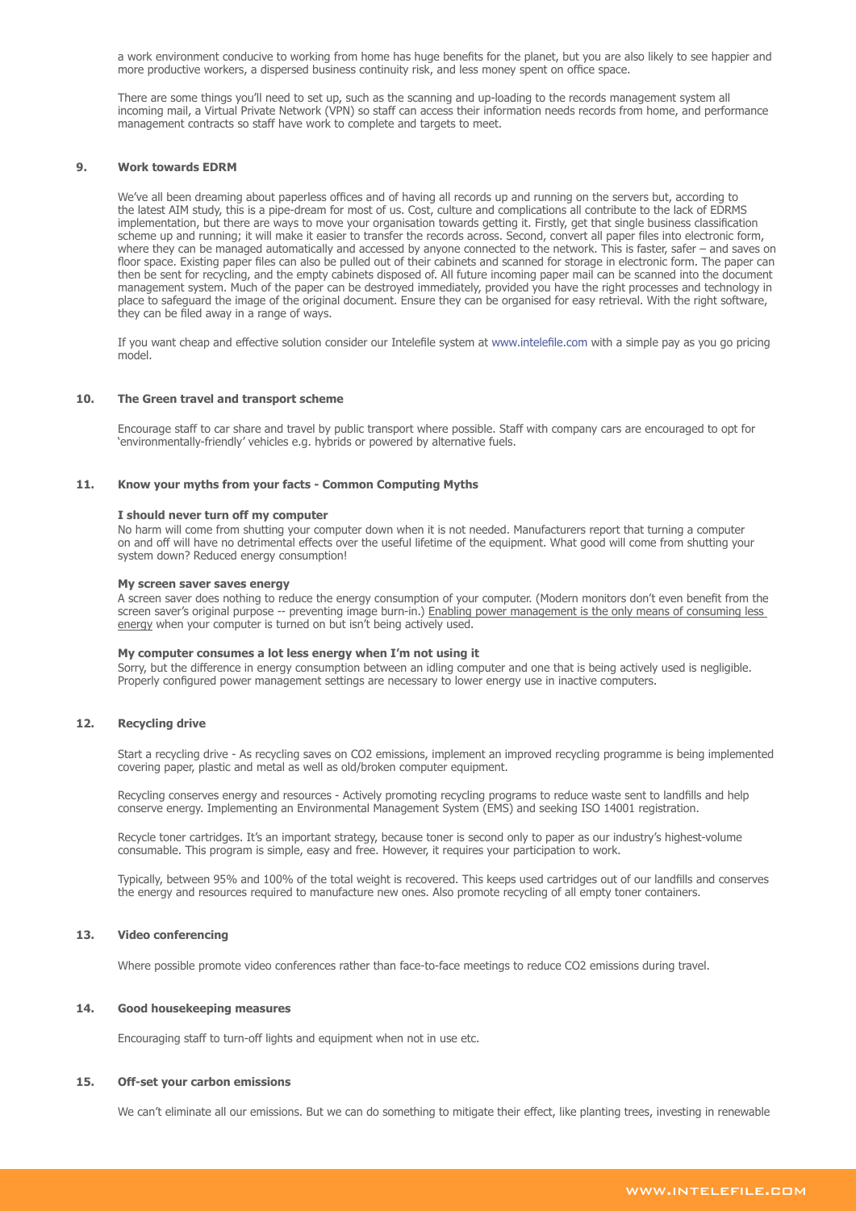a work environment conducive to working from home has huge benefits for the planet, but you are also likely to see happier and more productive workers, a dispersed business continuity risk, and less money spent on office space.

There are some things you'll need to set up, such as the scanning and up-loading to the records management system all incoming mail, a Virtual Private Network (VPN) so staff can access their information needs records from home, and performance management contracts so staff have work to complete and targets to meet.

## 9. Work towards EDRM

We've all been dreaming about paperless offices and of having all records up and running on the servers but, according to the latest AIM study, this is a pipe-dream for most of us. Cost, culture and complications all contribute to the lack of EDRMS implementation, but there are ways to move your organisation towards getting it. Firstly, get that single business classification scheme up and running; it will make it easier to transfer the records across. Second, convert all paper files into electronic form, where they can be managed automatically and accessed by anyone connected to the network. This is faster, safer – and saves on floor space. Existing paper files can also be pulled out of their cabinets and scanned for storage in electronic form. The paper can then be sent for recycling, and the empty cabinets disposed of. All future incoming paper mail can be scanned into the document management system. Much of the paper can be destroyed immediately, provided you have the right processes and technology in place to safeguard the image of the original document. Ensure they can be organised for easy retrieval. With the right software, they can be filed away in a range of ways.

If you want cheap and effective solution consider our Intelefile system at www.intelefile.com with a simple pay as you go pricing model.

## 10. The Green travel and transport scheme

Encourage staff to car share and travel by public transport where possible. Staff with company cars are encouraged to opt for 'environmentally-friendly' vehicles e.g. hybrids or powered by alternative fuels.

## 11. Know your myths from your facts - Common Computing Myths

**I should never turn off my computer**
No harm will come from shutting your computer down when it is not needed. Manufacturers report that turning a computer on and off will have no detrimental effects over the useful lifetime of the equipment. What good will come from shutting your system down? Reduced energy consumption!

**My screen saver saves energy**
A screen saver does nothing to reduce the energy consumption of your computer. (Modern monitors don't even benefit from the screen saver's original purpose -- preventing image burn-in.) Enabling power management is the only means of consuming less energy when your computer is turned on but isn't being actively used.

**My computer consumes a lot less energy when I'm not using it**
Sorry, but the difference in energy consumption between an idling computer and one that is being actively used is negligible. Properly configured power management settings are necessary to lower energy use in inactive computers.

## 12. Recycling drive

Start a recycling drive - As recycling saves on $CO_2$ emissions, implement an improved recycling programme is being implemented covering paper, plastic and metal as well as old/broken computer equipment.

Recycling conserves energy and resources - Actively promoting recycling programs to reduce waste sent to landfills and help conserve energy. Implementing an Environmental Management System (EMS) and seeking ISO 14001 registration.

Recycle toner cartridges. It's an important strategy, because toner is second only to paper as our industry's highest-volume consumable. This program is simple, easy and free. However, it requires your participation to work.

Typically, between 95% and 100% of the total weight is recovered. This keeps used cartridges out of our landfills and conserves the energy and resources required to manufacture new ones. Also promote recycling of all empty toner containers.

## 13. Video conferencing

Where possible promote video conferences rather than face-to-face meetings to reduce $CO_2$ emissions during travel.

## 14. Good housekeeping measures

Encouraging staff to turn-off lights and equipment when not in use etc.

## 15. Off-set your carbon emissions

We can't eliminate all our emissions. But we can do something to mitigate their effect, like planting trees, investing in renewable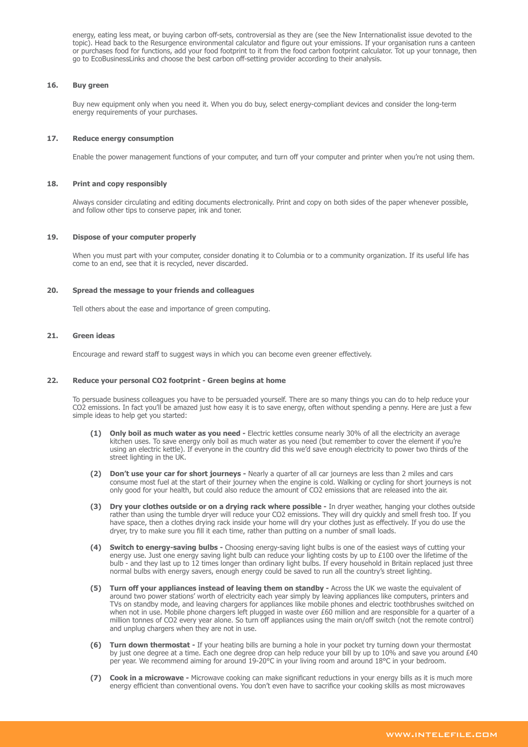energy, eating less meat, or buying carbon off-sets, controversial as they are (see the New Internationalist issue devoted to the topic). Head back to the Resurgence environmental calculator and figure out your emissions. If your organisation runs a canteen or purchases food for functions, add your food footprint to it from the food carbon footprint calculator. Tot up your tonnage, then go to EcoBusinessLinks and choose the best carbon off-setting provider according to their analysis.

### 16. Buy green

Buy new equipment only when you need it. When you do buy, select energy-compliant devices and consider the long-term energy requirements of your purchases.

### 17. Reduce energy consumption

Enable the power management functions of your computer, and turn off your computer and printer when you're not using them.

### 18. Print and copy responsibly

Always consider circulating and editing documents electronically. Print and copy on both sides of the paper whenever possible, and follow other tips to conserve paper, ink and toner.

### 19. Dispose of your computer properly

When you must part with your computer, consider donating it to Columbia or to a community organization. If its useful life has come to an end, see that it is recycled, never discarded.

### 20. Spread the message to your friends and colleagues

Tell others about the ease and importance of green computing.

### 21. Green ideas

Encourage and reward staff to suggest ways in which you can become even greener effectively.

### 22. Reduce your personal CO2 footprint - Green begins at home

To persuade business colleagues you have to be persuaded yourself. There are so many things you can do to help reduce your $CO_2$ emissions. In fact you'll be amazed just how easy it is to save energy, often without spending a penny. Here are just a few simple ideas to help get you started:

**(1) Only boil as much water as you need -** Electric kettles consume nearly 30% of all the electricity an average kitchen uses. To save energy only boil as much water as you need (but remember to cover the element if you're using an electric kettle). If everyone in the country did this we'd save enough electricity to power two thirds of the street lighting in the UK.

**(2) Don't use your car for short journeys -** Nearly a quarter of all car journeys are less than 2 miles and cars consume most fuel at the start of their journey when the engine is cold. Walking or cycling for short journeys is not only good for your health, but could also reduce the amount of $CO_2$ emissions that are released into the air.

**(3) Dry your clothes outside or on a drying rack where possible -** In dryer weather, hanging your clothes outside rather than using the tumble dryer will reduce your $CO_2$ emissions. They will dry quickly and smell fresh too. If you have space, then a clothes drying rack inside your home will dry your clothes just as effectively. If you do use the dryer, try to make sure you fill it each time, rather than putting on a number of small loads.

**(4) Switch to energy-saving bulbs -** Choosing energy-saving light bulbs is one of the easiest ways of cutting your energy use. Just one energy saving light bulb can reduce your lighting costs by up to £100 over the lifetime of the bulb - and they last up to 12 times longer than ordinary light bulbs. If every household in Britain replaced just three normal bulbs with energy savers, enough energy could be saved to run all the country's street lighting.

**(5) Turn off your appliances instead of leaving them on standby -** Across the UK we waste the equivalent of around two power stations' worth of electricity each year simply by leaving appliances like computers, printers and TVs on standby mode, and leaving chargers for appliances like mobile phones and electric toothbrushes switched on when not in use. Mobile phone chargers left plugged in waste over £60 million and are responsible for a quarter of a million tonnes of $CO_2$ every year alone. So turn off appliances using the main on/off switch (not the remote control) and unplug chargers when they are not in use.

**(6) Turn down thermostat -** If your heating bills are burning a hole in your pocket try turning down your thermostat by just one degree at a time. Each one degree drop can help reduce your bill by up to 10% and save you around £40 per year. We recommend aiming for around 19-20°C in your living room and around 18°C in your bedroom.

**(7) Cook in a microwave -** Microwave cooking can make significant reductions in your energy bills as it is much more energy efficient than conventional ovens. You don't even have to sacrifice your cooking skills as most microwaves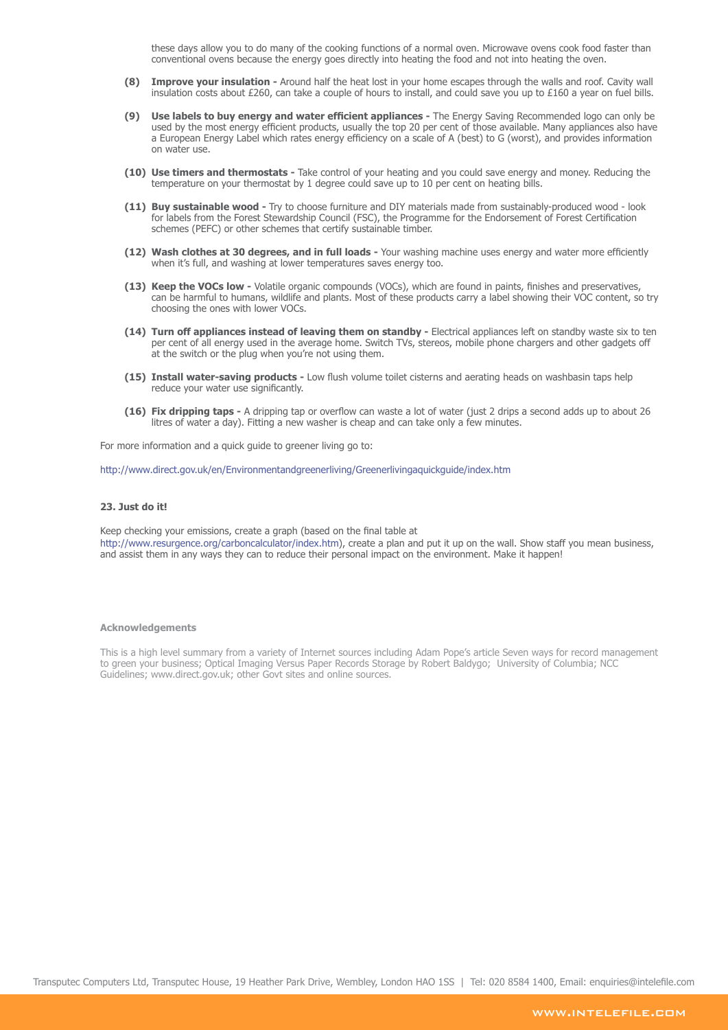these days allow you to do many of the cooking functions of a normal oven. Microwave ovens cook food faster than conventional ovens because the energy goes directly into heating the food and not into heating the oven.

**(8) Improve your insulation -** Around half the heat lost in your home escapes through the walls and roof. Cavity wall insulation costs about £260, can take a couple of hours to install, and could save you up to £160 a year on fuel bills.

**(9) Use labels to buy energy and water efficient appliances -** The Energy Saving Recommended logo can only be used by the most energy efficient products, usually the top 20 per cent of those available. Many appliances also have a European Energy Label which rates energy efficiency on a scale of A (best) to G (worst), and provides information on water use.

**(10) Use timers and thermostats -** Take control of your heating and you could save energy and money. Reducing the temperature on your thermostat by 1 degree could save up to 10 per cent on heating bills.

**(11) Buy sustainable wood -** Try to choose furniture and DIY materials made from sustainably-produced wood - look for labels from the Forest Stewardship Council (FSC), the Programme for the Endorsement of Forest Certification schemes (PEFC) or other schemes that certify sustainable timber.

**(12) Wash clothes at 30 degrees, and in full loads -** Your washing machine uses energy and water more efficiently when it's full, and washing at lower temperatures saves energy too.

**(13) Keep the VOCs low -** Volatile organic compounds (VOCs), which are found in paints, finishes and preservatives, can be harmful to humans, wildlife and plants. Most of these products carry a label showing their VOC content, so try choosing the ones with lower VOCs.

**(14) Turn off appliances instead of leaving them on standby -** Electrical appliances left on standby waste six to ten per cent of all energy used in the average home. Switch TVs, stereos, mobile phone chargers and other gadgets off at the switch or the plug when you're not using them.

**(15) Install water-saving products -** Low flush volume toilet cisterns and aerating heads on washbasin taps help reduce your water use significantly.

**(16) Fix dripping taps -** A dripping tap or overflow can waste a lot of water (just 2 drips a second adds up to about 26 litres of water a day). Fitting a new washer is cheap and can take only a few minutes.

For more information and a quick guide to greener living go to:

http://www.direct.gov.uk/en/Environmentandgreenerliving/Greenerlivingaquickguide/index.htm

### 23. Just do it!

Keep checking your emissions, create a graph (based on the final table at http://www.resurgence.org/carboncalculator/index.htm), create a plan and put it up on the wall. Show staff you mean business, and assist them in any ways they can to reduce their personal impact on the environment. Make it happen!

**Acknowledgements**

This is a high level summary from a variety of Internet sources including Adam Pope's article Seven ways for record management to green your business; Optical Imaging Versus Paper Records Storage by Robert Baldygo; University of Columbia; NCC Guidelines; www.direct.gov.uk; other Govt sites and online sources.